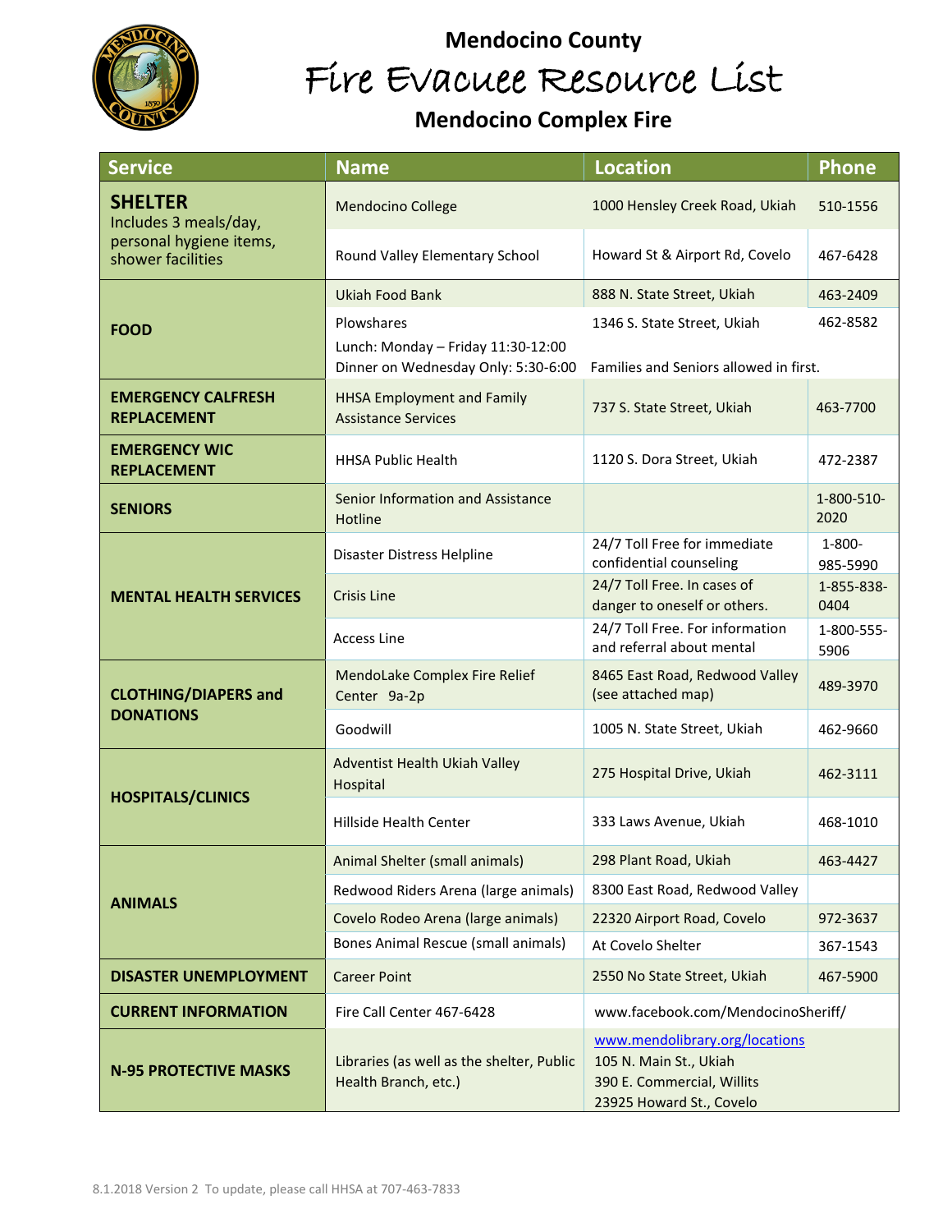# Mendocino County

# Fire Evacuee Resource List

## Mendocino Complex Fire

| Service | Name | Location | Phone |
|---|---|---|---|
| **SHELTER** Includes 3 meals/day, personal hygiene items, shower facilities | Mendocino College | 1000 Hensley Creek Road, Ukiah | 510-1556 |
| | Round Valley Elementary School | Howard St & Airport Rd, Covelo | 467-6428 |
| **FOOD** | Ukiah Food Bank | 888 N. State Street, Ukiah | 463-2409 |
| | Plowshares<br>Lunch: Monday – Friday 11:30-12:00<br>Dinner on Wednesday Only: 5:30-6:00 | 1346 S. State Street, Ukiah<br>Families and Seniors allowed in first. | 462-8582 |
| **EMERGENCY CALFRESH REPLACEMENT** | HHSA Employment and Family Assistance Services | 737 S. State Street, Ukiah | 463-7700 |
| **EMERGENCY WIC REPLACEMENT** | HHSA Public Health | 1120 S. Dora Street, Ukiah | 472-2387 |
| **SENIORS** | Senior Information and Assistance Hotline | | 1-800-510-2020 |
| **MENTAL HEALTH SERVICES** | Disaster Distress Helpline | 24/7 Toll Free for immediate confidential counseling | 1-800-985-5990 |
| | Crisis Line | 24/7 Toll Free. In cases of danger to oneself or others. | 1-855-838-0404 |
| | Access Line | 24/7 Toll Free. For information and referral about mental | 1-800-555-5906 |
| **CLOTHING/DIAPERS and DONATIONS** | MendoLake Complex Fire Relief Center 9a-2p | 8465 East Road, Redwood Valley (see attached map) | 489-3970 |
| | Goodwill | 1005 N. State Street, Ukiah | 462-9660 |
| **HOSPITALS/CLINICS** | Adventist Health Ukiah Valley Hospital | 275 Hospital Drive, Ukiah | 462-3111 |
| | Hillside Health Center | 333 Laws Avenue, Ukiah | 468-1010 |
| **ANIMALS** | Animal Shelter (small animals) | 298 Plant Road, Ukiah | 463-4427 |
| | Redwood Riders Arena (large animals) | 8300 East Road, Redwood Valley | |
| | Covelo Rodeo Arena (large animals) | 22320 Airport Road, Covelo | 972-3637 |
| | Bones Animal Rescue (small animals) | At Covelo Shelter | 367-1543 |
| **DISASTER UNEMPLOYMENT** | Career Point | 2550 No State Street, Ukiah | 467-5900 |
| **CURRENT INFORMATION** | Fire Call Center 467-6428 | www.facebook.com/MendocinoSheriff/ | |
| **N-95 PROTECTIVE MASKS** | Libraries (as well as the shelter, Public Health Branch, etc.) | www.mendolibrary.org/locations<br>105 N. Main St., Ukiah<br>390 E. Commercial, Willits<br>23925 Howard St., Covelo | |

8.1.2018 Version 2 To update, please call HHSA at 707-463-7833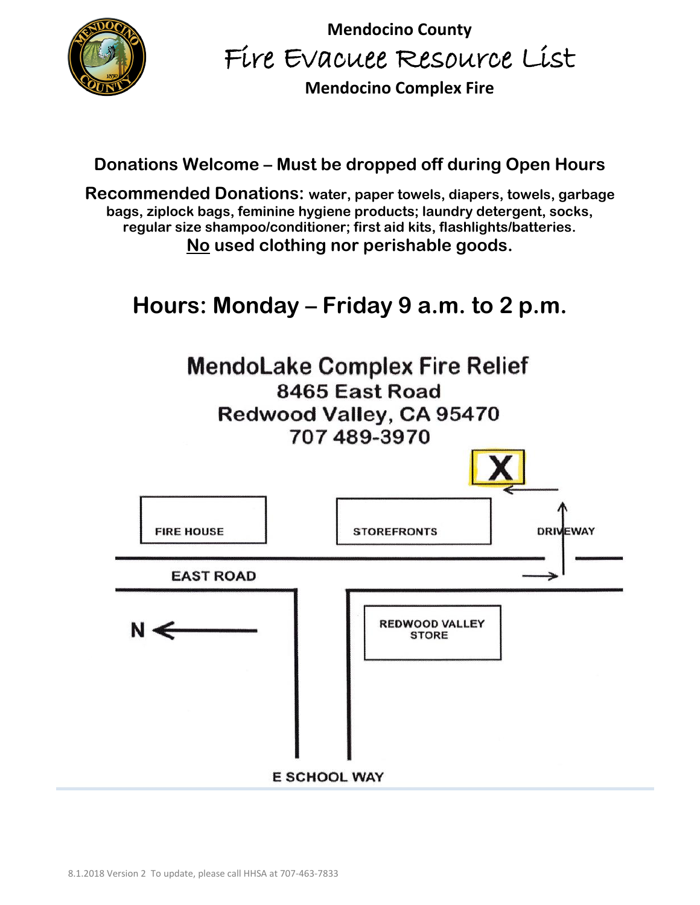**Mendocino County**

# Fire Evacuee Resource List

**Mendocino Complex Fire**

**Donations Welcome – Must be dropped off during Open Hours**

**Recommended Donations: water, paper towels, diapers, towels, garbage bags, ziplock bags, feminine hygiene products; laundry detergent, socks, regular size shampoo/conditioner; first aid kits, flashlights/batteries.**

**<u>No</u> used clothing nor perishable goods.**

## Hours: Monday – Friday 9 a.m. to 2 p.m.

**MendoLake Complex Fire Relief**
**8465 East Road**
**Redwood Valley, CA 95470**
**707 489-3970**

X

FIRE HOUSE

STOREFRONTS

DRIVEWAY

EAST ROAD

N

REDWOOD VALLEY STORE

E SCHOOL WAY

8.1.2018 Version 2 To update, please call HHSA at 707-463-7833